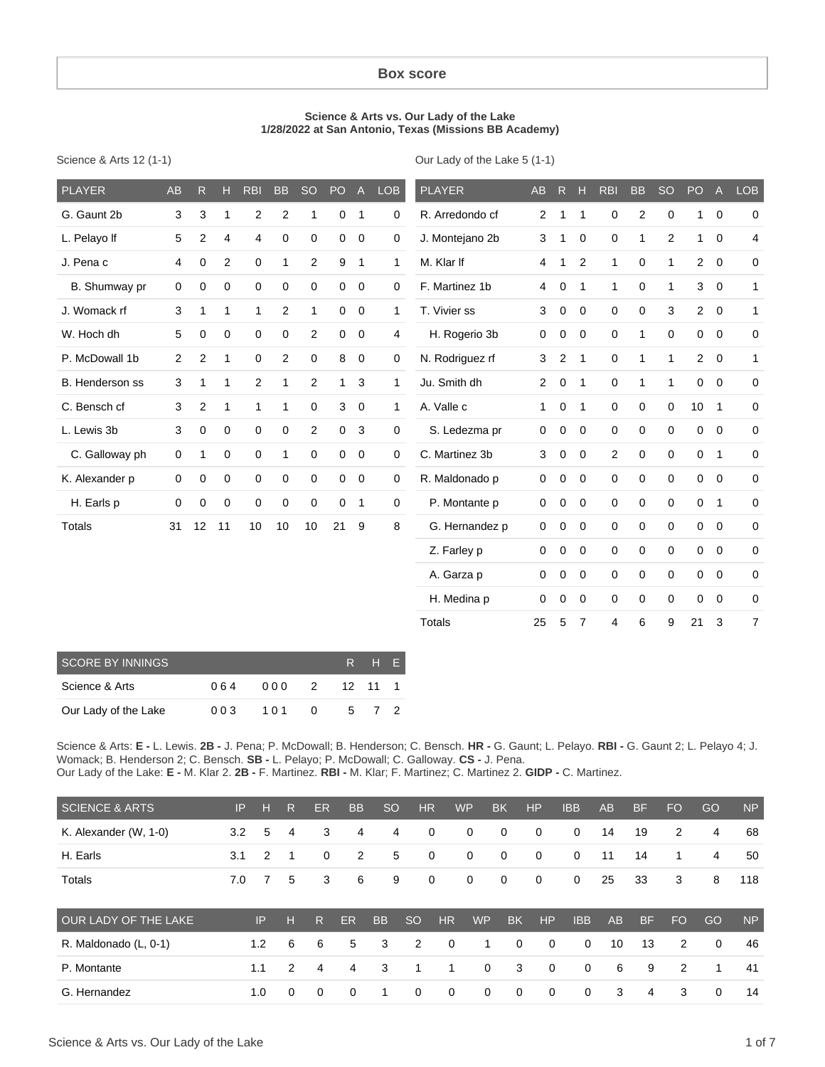# Box score

**Science & Arts vs. Our Lady of the Lake**
**1/28/2022 at San Antonio, Texas (Missions BB Academy)**

Science & Arts 12 (1-1)

| PLAYER | AB | R | H | RBI | BB | SO | PO | A | LOB |
|---|---|---|---|---|---|---|---|---|---|
| G. Gaunt 2b | 3 | 3 | 1 | 2 | 2 | 1 | 0 | 1 | 0 |
| L. Pelayo lf | 5 | 2 | 4 | 4 | 0 | 0 | 0 | 0 | 0 |
| J. Pena c | 4 | 0 | 2 | 0 | 1 | 2 | 9 | 1 | 1 |
| B. Shumway pr | 0 | 0 | 0 | 0 | 0 | 0 | 0 | 0 | 0 |
| J. Womack rf | 3 | 1 | 1 | 1 | 2 | 1 | 0 | 0 | 1 |
| W. Hoch dh | 5 | 0 | 0 | 0 | 0 | 2 | 0 | 0 | 4 |
| P. McDowall 1b | 2 | 2 | 1 | 0 | 2 | 0 | 8 | 0 | 0 |
| B. Henderson ss | 3 | 1 | 1 | 2 | 1 | 2 | 1 | 3 | 1 |
| C. Bensch cf | 3 | 2 | 1 | 1 | 1 | 0 | 3 | 0 | 1 |
| L. Lewis 3b | 3 | 0 | 0 | 0 | 0 | 2 | 0 | 3 | 0 |
| C. Galloway ph | 0 | 1 | 0 | 0 | 1 | 0 | 0 | 0 | 0 |
| K. Alexander p | 0 | 0 | 0 | 0 | 0 | 0 | 0 | 0 | 0 |
| H. Earls p | 0 | 0 | 0 | 0 | 0 | 0 | 0 | 1 | 0 |
| Totals | 31 | 12 | 11 | 10 | 10 | 10 | 21 | 9 | 8 |

Our Lady of the Lake 5 (1-1)

| PLAYER | AB | R | H | RBI | BB | SO | PO | A | LOB |
|---|---|---|---|---|---|---|---|---|---|
| R. Arredondo cf | 2 | 1 | 1 | 0 | 2 | 0 | 1 | 0 | 0 |
| J. Montejano 2b | 3 | 1 | 0 | 0 | 1 | 2 | 1 | 0 | 4 |
| M. Klar lf | 4 | 1 | 2 | 1 | 0 | 1 | 2 | 0 | 0 |
| F. Martinez 1b | 4 | 0 | 1 | 1 | 0 | 1 | 3 | 0 | 1 |
| T. Vivier ss | 3 | 0 | 0 | 0 | 0 | 3 | 2 | 0 | 1 |
| H. Rogerio 3b | 0 | 0 | 0 | 0 | 1 | 0 | 0 | 0 | 0 |
| N. Rodriguez rf | 3 | 2 | 1 | 0 | 1 | 1 | 2 | 0 | 1 |
| Ju. Smith dh | 2 | 0 | 1 | 0 | 1 | 1 | 0 | 0 | 0 |
| A. Valle c | 1 | 0 | 1 | 0 | 0 | 0 | 10 | 1 | 0 |
| S. Ledezma pr | 0 | 0 | 0 | 0 | 0 | 0 | 0 | 0 | 0 |
| C. Martinez 3b | 3 | 0 | 0 | 2 | 0 | 0 | 0 | 1 | 0 |
| R. Maldonado p | 0 | 0 | 0 | 0 | 0 | 0 | 0 | 0 | 0 |
| P. Montante p | 0 | 0 | 0 | 0 | 0 | 0 | 0 | 1 | 0 |
| G. Hernandez p | 0 | 0 | 0 | 0 | 0 | 0 | 0 | 0 | 0 |
| Z. Farley p | 0 | 0 | 0 | 0 | 0 | 0 | 0 | 0 | 0 |
| A. Garza p | 0 | 0 | 0 | 0 | 0 | 0 | 0 | 0 | 0 |
| H. Medina p | 0 | 0 | 0 | 0 | 0 | 0 | 0 | 0 | 0 |
| Totals | 25 | 5 | 7 | 4 | 6 | 9 | 21 | 3 | 7 |

| SCORE BY INNINGS | | | | R | H | E |
|---|---|---|---|---|---|---|
| Science & Arts | 0 6 4 | 0 0 0 | 2 | 12 | 11 | 1 |
| Our Lady of the Lake | 0 0 3 | 1 0 1 | 0 | 5 | 7 | 2 |

Science & Arts: **E -** L. Lewis. **2B -** J. Pena; P. McDowall; B. Henderson; C. Bensch. **HR -** G. Gaunt; L. Pelayo. **RBI -** G. Gaunt 2; L. Pelayo 4; J. Womack; B. Henderson 2; C. Bensch. **SB -** L. Pelayo; P. McDowall; C. Galloway. **CS -** J. Pena.
Our Lady of the Lake: **E -** M. Klar 2. **2B -** F. Martinez. **RBI -** M. Klar; F. Martinez; C. Martinez 2. **GIDP -** C. Martinez.

| SCIENCE & ARTS | IP | H | R | ER | BB | SO | HR | WP | BK | HP | IBB | AB | BF | FO | GO | NP |
|---|---|---|---|---|---|---|---|---|---|---|---|---|---|---|---|---|
| K. Alexander (W, 1-0) | 3.2 | 5 | 4 | 3 | 4 | 4 | 0 | 0 | 0 | 0 | 0 | 14 | 19 | 2 | 4 | 68 |
| H. Earls | 3.1 | 2 | 1 | 0 | 2 | 5 | 0 | 0 | 0 | 0 | 0 | 11 | 14 | 1 | 4 | 50 |
| Totals | 7.0 | 7 | 5 | 3 | 6 | 9 | 0 | 0 | 0 | 0 | 0 | 25 | 33 | 3 | 8 | 118 |

| OUR LADY OF THE LAKE | IP | H | R | ER | BB | SO | HR | WP | BK | HP | IBB | AB | BF | FO | GO | NP |
|---|---|---|---|---|---|---|---|---|---|---|---|---|---|---|---|---|
| R. Maldonado (L, 0-1) | 1.2 | 6 | 6 | 5 | 3 | 2 | 0 | 1 | 0 | 0 | 0 | 10 | 13 | 2 | 0 | 46 |
| P. Montante | 1.1 | 2 | 4 | 4 | 3 | 1 | 1 | 0 | 3 | 0 | 0 | 6 | 9 | 2 | 1 | 41 |
| G. Hernandez | 1.0 | 0 | 0 | 0 | 1 | 0 | 0 | 0 | 0 | 0 | 0 | 3 | 4 | 3 | 0 | 14 |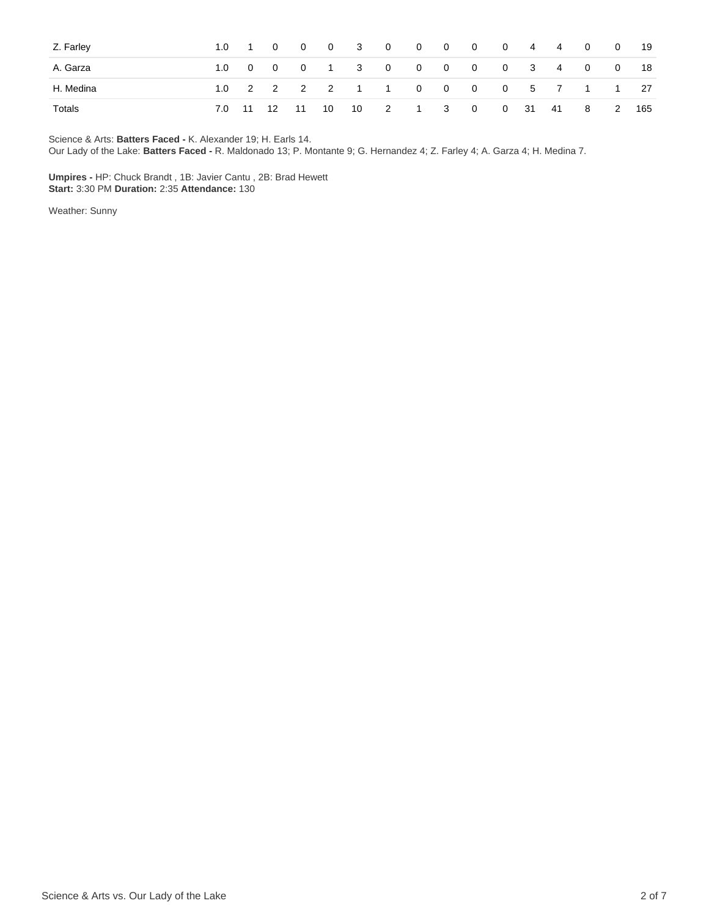| | | | | | | | | | | | | | | | | |
|---|---|---|---|---|---|---|---|---|---|---|---|---|---|---|---|---|
| Z. Farley | 1.0 | 1 | 0 | 0 | 0 | 3 | 0 | 0 | 0 | 0 | 0 | 4 | 4 | 0 | 0 | 19 |
| A. Garza | 1.0 | 0 | 0 | 0 | 1 | 3 | 0 | 0 | 0 | 0 | 0 | 3 | 4 | 0 | 0 | 18 |
| H. Medina | 1.0 | 2 | 2 | 2 | 2 | 1 | 1 | 0 | 0 | 0 | 0 | 5 | 7 | 1 | 1 | 27 |
| Totals | 7.0 | 11 | 12 | 11 | 10 | 10 | 2 | 1 | 3 | 0 | 0 | 31 | 41 | 8 | 2 | 165 |

Science & Arts: **Batters Faced -** K. Alexander 19; H. Earls 14.
Our Lady of the Lake: **Batters Faced -** R. Maldonado 13; P. Montante 9; G. Hernandez 4; Z. Farley 4; A. Garza 4; H. Medina 7.

**Umpires -** HP: Chuck Brandt , 1B: Javier Cantu , 2B: Brad Hewett
**Start:** 3:30 PM **Duration:** 2:35 **Attendance:** 130

Weather: Sunny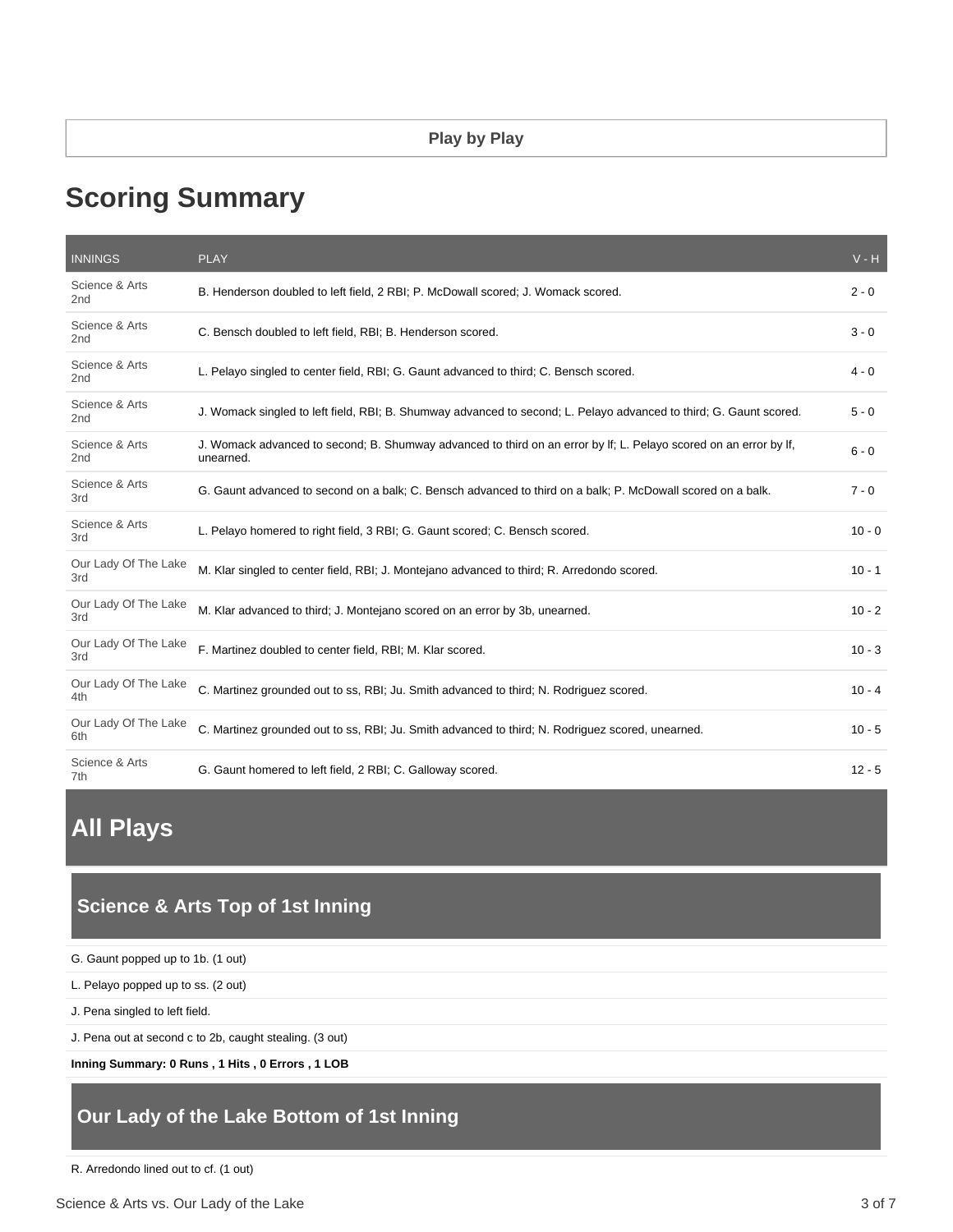**Play by Play**

## Scoring Summary

| INNINGS | PLAY | V - H |
|---|---|---|
| Science & Arts 2nd | B. Henderson doubled to left field, 2 RBI; P. McDowall scored; J. Womack scored. | 2 - 0 |
| Science & Arts 2nd | C. Bensch doubled to left field, RBI; B. Henderson scored. | 3 - 0 |
| Science & Arts 2nd | L. Pelayo singled to center field, RBI; G. Gaunt advanced to third; C. Bensch scored. | 4 - 0 |
| Science & Arts 2nd | J. Womack singled to left field, RBI; B. Shumway advanced to second; L. Pelayo advanced to third; G. Gaunt scored. | 5 - 0 |
| Science & Arts 2nd | J. Womack advanced to second; B. Shumway advanced to third on an error by lf; L. Pelayo scored on an error by lf, unearned. | 6 - 0 |
| Science & Arts 3rd | G. Gaunt advanced to second on a balk; C. Bensch advanced to third on a balk; P. McDowall scored on a balk. | 7 - 0 |
| Science & Arts 3rd | L. Pelayo homered to right field, 3 RBI; G. Gaunt scored; C. Bensch scored. | 10 - 0 |
| Our Lady Of The Lake 3rd | M. Klar singled to center field, RBI; J. Montejano advanced to third; R. Arredondo scored. | 10 - 1 |
| Our Lady Of The Lake 3rd | M. Klar advanced to third; J. Montejano scored on an error by 3b, unearned. | 10 - 2 |
| Our Lady Of The Lake 3rd | F. Martinez doubled to center field, RBI; M. Klar scored. | 10 - 3 |
| Our Lady Of The Lake 4th | C. Martinez grounded out to ss, RBI; Ju. Smith advanced to third; N. Rodriguez scored. | 10 - 4 |
| Our Lady Of The Lake 6th | C. Martinez grounded out to ss, RBI; Ju. Smith advanced to third; N. Rodriguez scored, unearned. | 10 - 5 |
| Science & Arts 7th | G. Gaunt homered to left field, 2 RBI; C. Galloway scored. | 12 - 5 |

## All Plays

### Science & Arts Top of 1st Inning

G. Gaunt popped up to 1b. (1 out)

L. Pelayo popped up to ss. (2 out)

J. Pena singled to left field.

J. Pena out at second c to 2b, caught stealing. (3 out)

**Inning Summary: 0 Runs , 1 Hits , 0 Errors , 1 LOB**

### Our Lady of the Lake Bottom of 1st Inning

R. Arredondo lined out to cf. (1 out)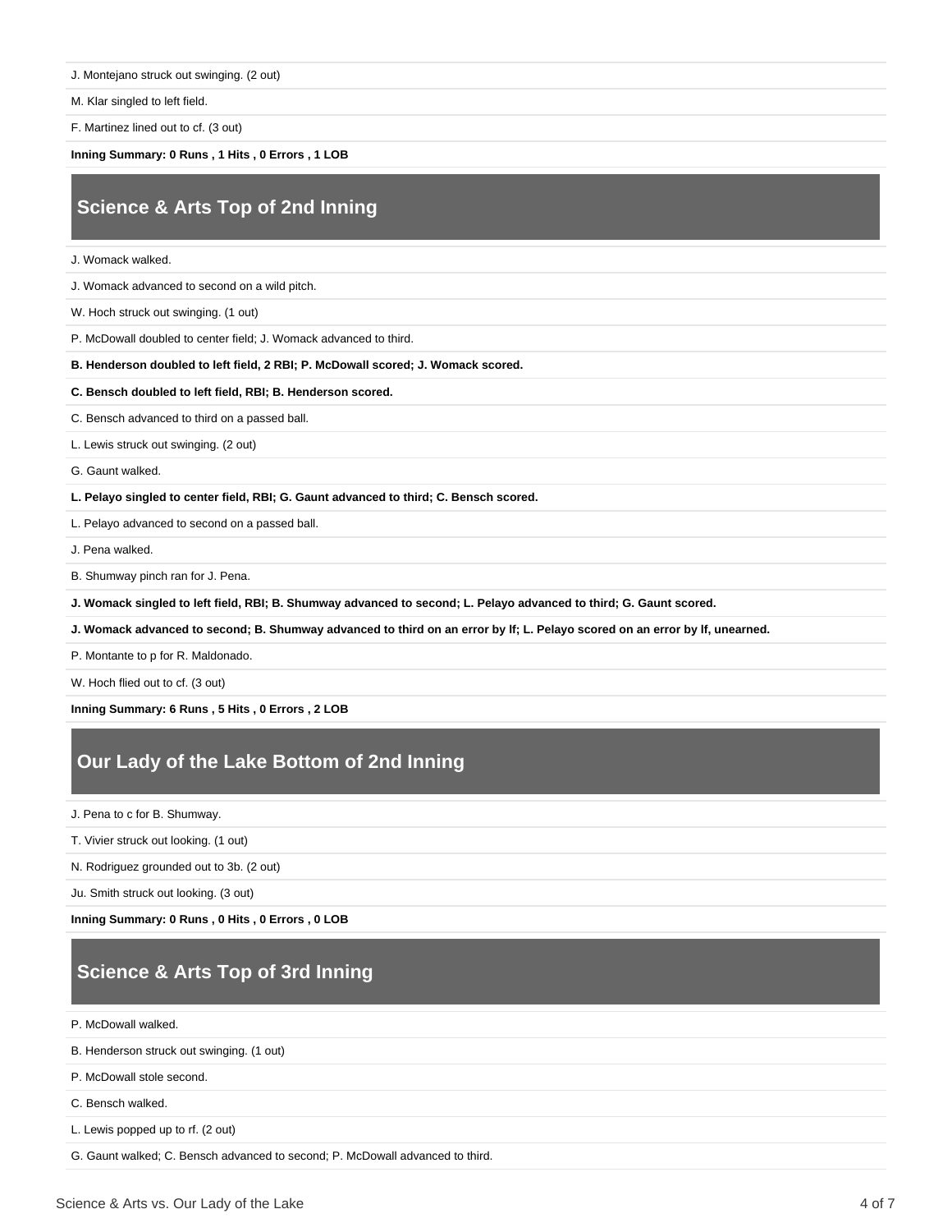J. Montejano struck out swinging. (2 out)

M. Klar singled to left field.

F. Martinez lined out to cf. (3 out)

**Inning Summary: 0 Runs , 1 Hits , 0 Errors , 1 LOB**

## Science & Arts Top of 2nd Inning

J. Womack walked.

J. Womack advanced to second on a wild pitch.

W. Hoch struck out swinging. (1 out)

P. McDowall doubled to center field; J. Womack advanced to third.

**B. Henderson doubled to left field, 2 RBI; P. McDowall scored; J. Womack scored.**

**C. Bensch doubled to left field, RBI; B. Henderson scored.**

C. Bensch advanced to third on a passed ball.

L. Lewis struck out swinging. (2 out)

G. Gaunt walked.

**L. Pelayo singled to center field, RBI; G. Gaunt advanced to third; C. Bensch scored.**

L. Pelayo advanced to second on a passed ball.

J. Pena walked.

B. Shumway pinch ran for J. Pena.

**J. Womack singled to left field, RBI; B. Shumway advanced to second; L. Pelayo advanced to third; G. Gaunt scored.**

**J. Womack advanced to second; B. Shumway advanced to third on an error by lf; L. Pelayo scored on an error by lf, unearned.**

P. Montante to p for R. Maldonado.

W. Hoch flied out to cf. (3 out)

**Inning Summary: 6 Runs , 5 Hits , 0 Errors , 2 LOB**

## Our Lady of the Lake Bottom of 2nd Inning

J. Pena to c for B. Shumway.

T. Vivier struck out looking. (1 out)

N. Rodriguez grounded out to 3b. (2 out)

Ju. Smith struck out looking. (3 out)

**Inning Summary: 0 Runs , 0 Hits , 0 Errors , 0 LOB**

## Science & Arts Top of 3rd Inning

P. McDowall walked.

B. Henderson struck out swinging. (1 out)

P. McDowall stole second.

C. Bensch walked.

L. Lewis popped up to rf. (2 out)

G. Gaunt walked; C. Bensch advanced to second; P. McDowall advanced to third.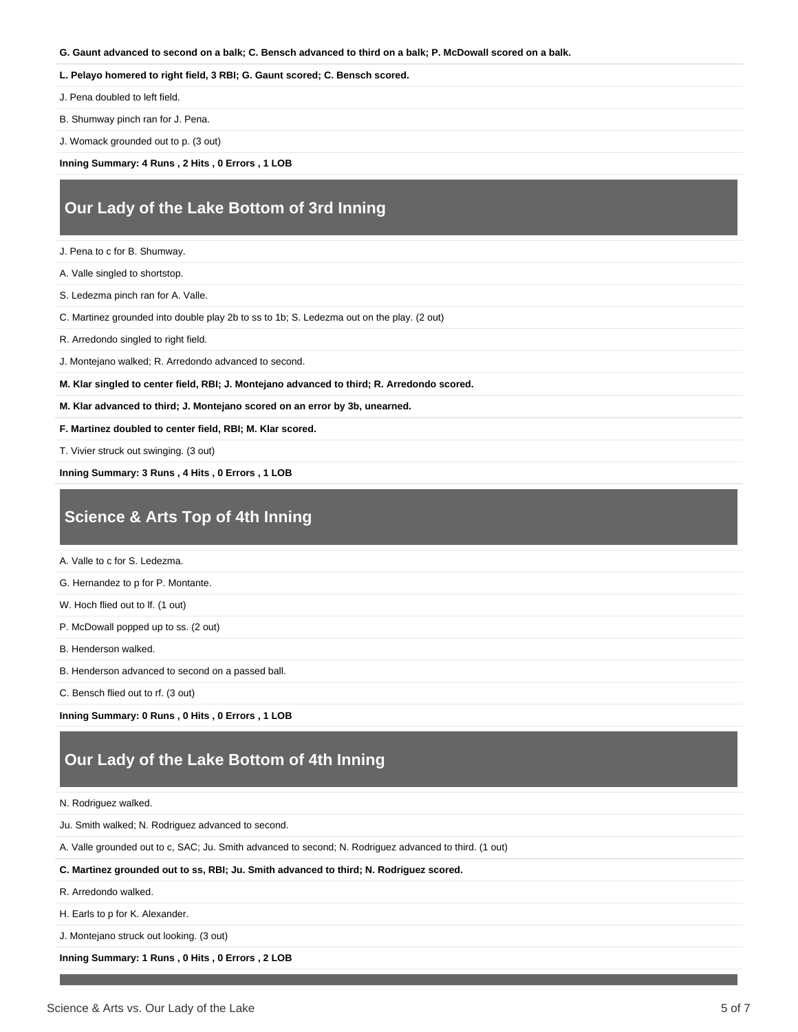**G. Gaunt advanced to second on a balk; C. Bensch advanced to third on a balk; P. McDowall scored on a balk.**

**L. Pelayo homered to right field, 3 RBI; G. Gaunt scored; C. Bensch scored.**

J. Pena doubled to left field.

B. Shumway pinch ran for J. Pena.

J. Womack grounded out to p. (3 out)

**Inning Summary: 4 Runs , 2 Hits , 0 Errors , 1 LOB**

## Our Lady of the Lake Bottom of 3rd Inning

J. Pena to c for B. Shumway.

A. Valle singled to shortstop.

S. Ledezma pinch ran for A. Valle.

C. Martinez grounded into double play 2b to ss to 1b; S. Ledezma out on the play. (2 out)

R. Arredondo singled to right field.

J. Montejano walked; R. Arredondo advanced to second.

**M. Klar singled to center field, RBI; J. Montejano advanced to third; R. Arredondo scored.**

**M. Klar advanced to third; J. Montejano scored on an error by 3b, unearned.**

**F. Martinez doubled to center field, RBI; M. Klar scored.**

T. Vivier struck out swinging. (3 out)

**Inning Summary: 3 Runs , 4 Hits , 0 Errors , 1 LOB**

## Science & Arts Top of 4th Inning

A. Valle to c for S. Ledezma.

G. Hernandez to p for P. Montante.

W. Hoch flied out to lf. (1 out)

P. McDowall popped up to ss. (2 out)

B. Henderson walked.

B. Henderson advanced to second on a passed ball.

C. Bensch flied out to rf. (3 out)

**Inning Summary: 0 Runs , 0 Hits , 0 Errors , 1 LOB**

## Our Lady of the Lake Bottom of 4th Inning

N. Rodriguez walked.

Ju. Smith walked; N. Rodriguez advanced to second.

A. Valle grounded out to c, SAC; Ju. Smith advanced to second; N. Rodriguez advanced to third. (1 out)

**C. Martinez grounded out to ss, RBI; Ju. Smith advanced to third; N. Rodriguez scored.**

R. Arredondo walked.

H. Earls to p for K. Alexander.

J. Montejano struck out looking. (3 out)

**Inning Summary: 1 Runs , 0 Hits , 0 Errors , 2 LOB**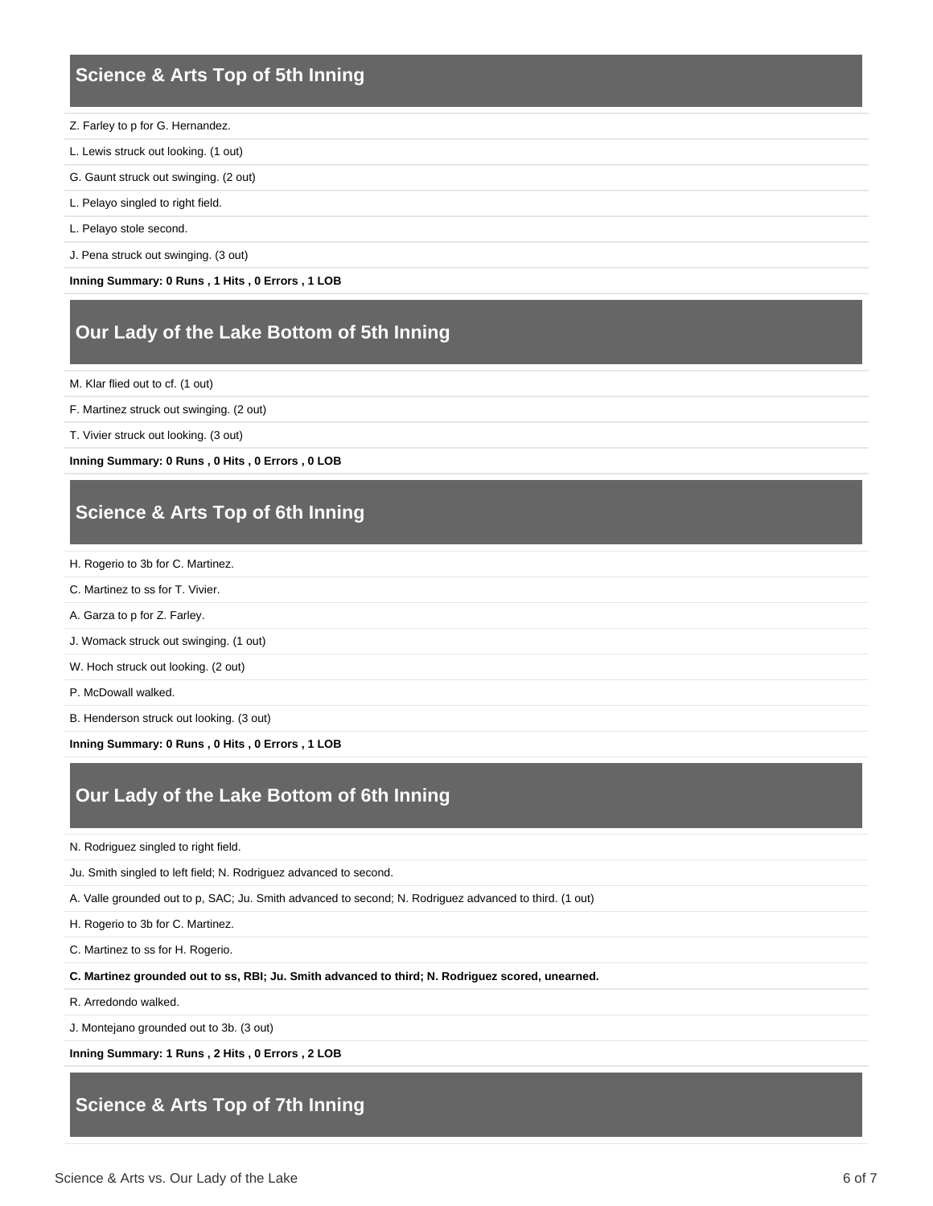## Science & Arts Top of 5th Inning

Z. Farley to p for G. Hernandez.

L. Lewis struck out looking. (1 out)

G. Gaunt struck out swinging. (2 out)

L. Pelayo singled to right field.

L. Pelayo stole second.

J. Pena struck out swinging. (3 out)

**Inning Summary: 0 Runs , 1 Hits , 0 Errors , 1 LOB**

## Our Lady of the Lake Bottom of 5th Inning

M. Klar flied out to cf. (1 out)

F. Martinez struck out swinging. (2 out)

T. Vivier struck out looking. (3 out)

**Inning Summary: 0 Runs , 0 Hits , 0 Errors , 0 LOB**

## Science & Arts Top of 6th Inning

H. Rogerio to 3b for C. Martinez.

C. Martinez to ss for T. Vivier.

A. Garza to p for Z. Farley.

J. Womack struck out swinging. (1 out)

W. Hoch struck out looking. (2 out)

P. McDowall walked.

B. Henderson struck out looking. (3 out)

**Inning Summary: 0 Runs , 0 Hits , 0 Errors , 1 LOB**

## Our Lady of the Lake Bottom of 6th Inning

N. Rodriguez singled to right field.

Ju. Smith singled to left field; N. Rodriguez advanced to second.

A. Valle grounded out to p, SAC; Ju. Smith advanced to second; N. Rodriguez advanced to third. (1 out)

H. Rogerio to 3b for C. Martinez.

C. Martinez to ss for H. Rogerio.

**C. Martinez grounded out to ss, RBI; Ju. Smith advanced to third; N. Rodriguez scored, unearned.**

R. Arredondo walked.

J. Montejano grounded out to 3b. (3 out)

**Inning Summary: 1 Runs , 2 Hits , 0 Errors , 2 LOB**

## Science & Arts Top of 7th Inning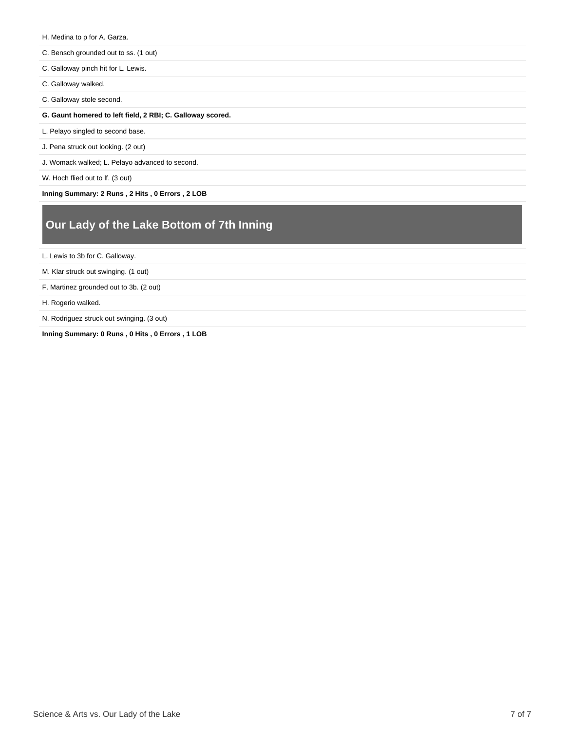H. Medina to p for A. Garza.

C. Bensch grounded out to ss. (1 out)

C. Galloway pinch hit for L. Lewis.

C. Galloway walked.

C. Galloway stole second.

**G. Gaunt homered to left field, 2 RBI; C. Galloway scored.**

L. Pelayo singled to second base.

J. Pena struck out looking. (2 out)

J. Womack walked; L. Pelayo advanced to second.

W. Hoch flied out to lf. (3 out)

**Inning Summary: 2 Runs , 2 Hits , 0 Errors , 2 LOB**

## Our Lady of the Lake Bottom of 7th Inning

L. Lewis to 3b for C. Galloway.

M. Klar struck out swinging. (1 out)

F. Martinez grounded out to 3b. (2 out)

H. Rogerio walked.

N. Rodriguez struck out swinging. (3 out)

**Inning Summary: 0 Runs , 0 Hits , 0 Errors , 1 LOB**